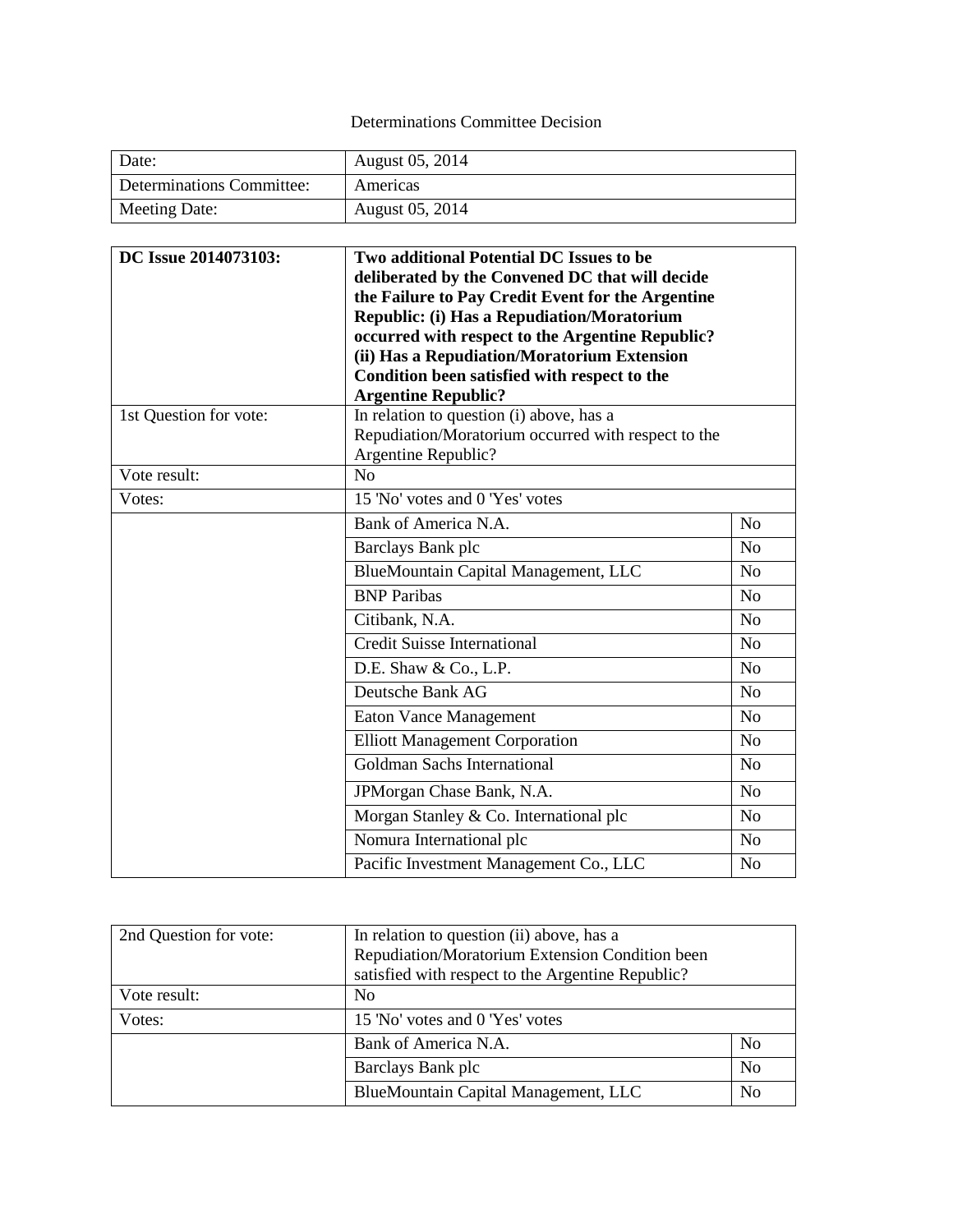Determinations Committee Decision

| Date: | August 05, 2014 |
|---|---|
| Determinations Committee: | Americas |
| Meeting Date: | August 05, 2014 |

| **DC Issue 2014073103:** | **Two additional Potential DC Issues to be deliberated by the Convened DC that will decide the Failure to Pay Credit Event for the Argentine Republic: (i) Has a Repudiation/Moratorium occurred with respect to the Argentine Republic? (ii) Has a Repudiation/Moratorium Extension Condition been satisfied with respect to the Argentine Republic?** | |
|---|---|---|
| 1st Question for vote: | In relation to question (i) above, has a Repudiation/Moratorium occurred with respect to the Argentine Republic? | |
| Vote result: | No | |
| Votes: | 15 'No' votes and 0 'Yes' votes | |
| | Bank of America N.A. | No |
| | Barclays Bank plc | No |
| | BlueMountain Capital Management, LLC | No |
| | BNP Paribas | No |
| | Citibank, N.A. | No |
| | Credit Suisse International | No |
| | D.E. Shaw & Co., L.P. | No |
| | Deutsche Bank AG | No |
| | Eaton Vance Management | No |
| | Elliott Management Corporation | No |
| | Goldman Sachs International | No |
| | JPMorgan Chase Bank, N.A. | No |
| | Morgan Stanley & Co. International plc | No |
| | Nomura International plc | No |
| | Pacific Investment Management Co., LLC | No |

| 2nd Question for vote: | In relation to question (ii) above, has a Repudiation/Moratorium Extension Condition been satisfied with respect to the Argentine Republic? | |
|---|---|---|
| Vote result: | No | |
| Votes: | 15 'No' votes and 0 'Yes' votes | |
| | Bank of America N.A. | No |
| | Barclays Bank plc | No |
| | BlueMountain Capital Management, LLC | No |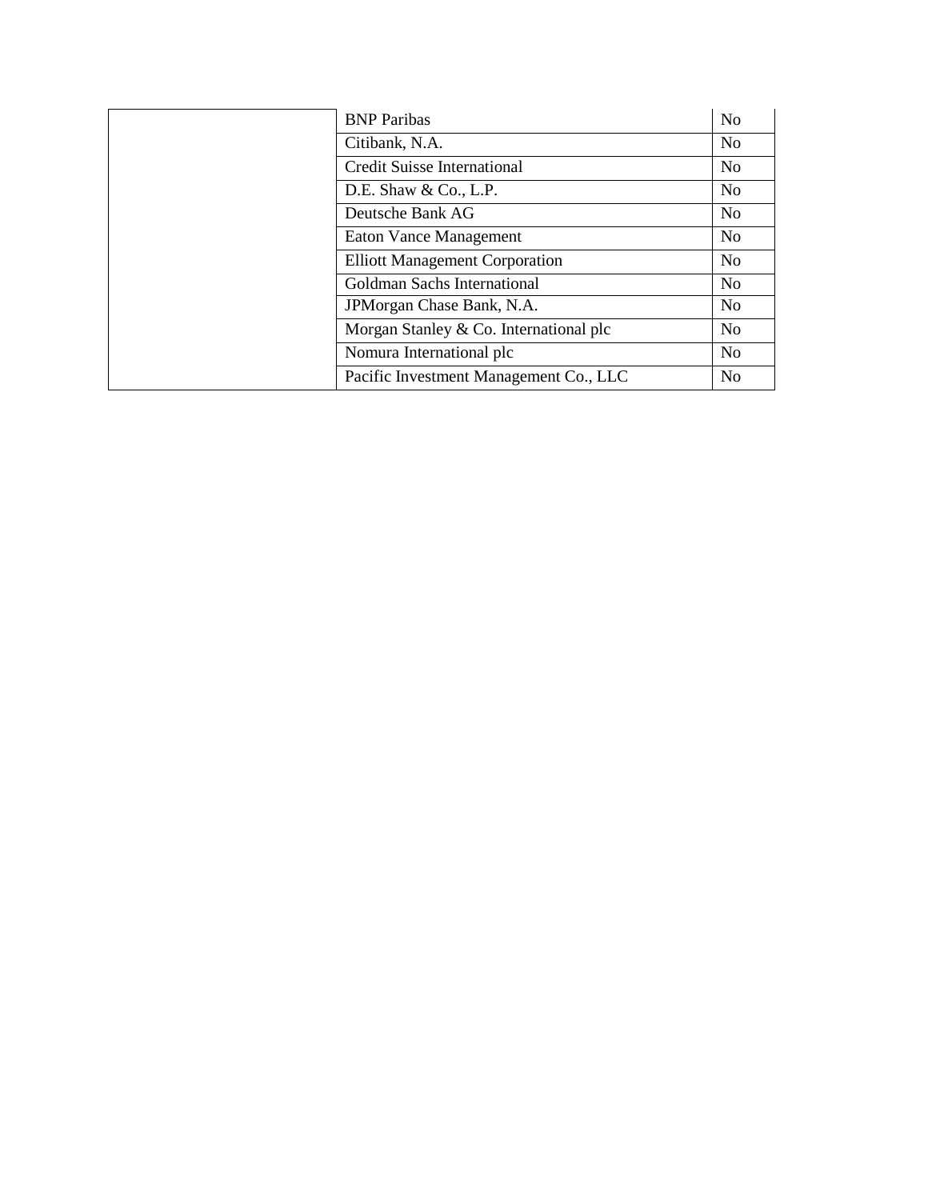| | | |
|---|---|---|
| | BNP Paribas | No |
| | Citibank, N.A. | No |
| | Credit Suisse International | No |
| | D.E. Shaw & Co., L.P. | No |
| | Deutsche Bank AG | No |
| | Eaton Vance Management | No |
| | Elliott Management Corporation | No |
| | Goldman Sachs International | No |
| | JPMorgan Chase Bank, N.A. | No |
| | Morgan Stanley & Co. International plc | No |
| | Nomura International plc | No |
| | Pacific Investment Management Co., LLC | No |